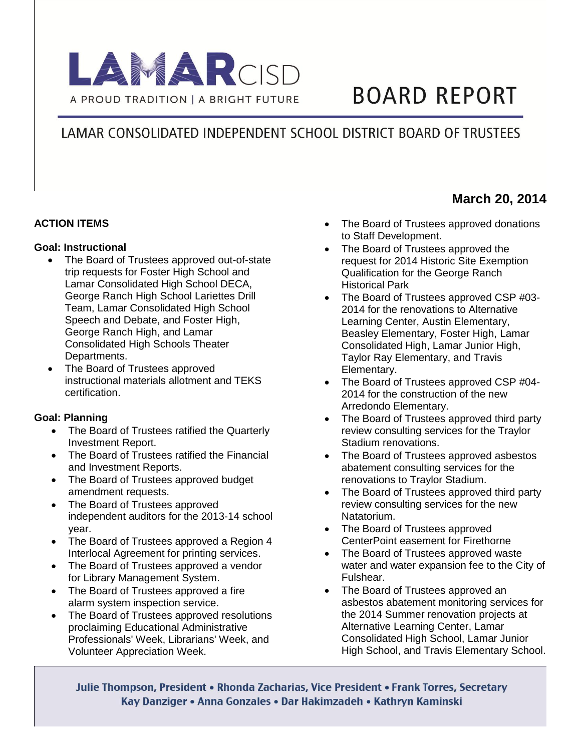# LAMAR CISD

A PROUD TRADITION | A BRIGHT FUTURE

# BOARD REPORT

## LAMAR CONSOLIDATED INDEPENDENT SCHOOL DISTRICT BOARD OF TRUSTEES

**March 20, 2014**

### ACTION ITEMS

**Goal: Instructional**

- The Board of Trustees approved out-of-state trip requests for Foster High School and Lamar Consolidated High School DECA, George Ranch High School Lariettes Drill Team, Lamar Consolidated High School Speech and Debate, and Foster High, George Ranch High, and Lamar Consolidated High Schools Theater Departments.
- The Board of Trustees approved instructional materials allotment and TEKS certification.

**Goal: Planning**

- The Board of Trustees ratified the Quarterly Investment Report.
- The Board of Trustees ratified the Financial and Investment Reports.
- The Board of Trustees approved budget amendment requests.
- The Board of Trustees approved independent auditors for the 2013-14 school year.
- The Board of Trustees approved a Region 4 Interlocal Agreement for printing services.
- The Board of Trustees approved a vendor for Library Management System.
- The Board of Trustees approved a fire alarm system inspection service.
- The Board of Trustees approved resolutions proclaiming Educational Administrative Professionals' Week, Librarians' Week, and Volunteer Appreciation Week.
- The Board of Trustees approved donations to Staff Development.
- The Board of Trustees approved the request for 2014 Historic Site Exemption Qualification for the George Ranch Historical Park
- The Board of Trustees approved CSP #03-2014 for the renovations to Alternative Learning Center, Austin Elementary, Beasley Elementary, Foster High, Lamar Consolidated High, Lamar Junior High, Taylor Ray Elementary, and Travis Elementary.
- The Board of Trustees approved CSP #04-2014 for the construction of the new Arredondo Elementary.
- The Board of Trustees approved third party review consulting services for the Traylor Stadium renovations.
- The Board of Trustees approved asbestos abatement consulting services for the renovations to Traylor Stadium.
- The Board of Trustees approved third party review consulting services for the new Natatorium.
- The Board of Trustees approved CenterPoint easement for Firethorne
- The Board of Trustees approved waste water and water expansion fee to the City of Fulshear.
- The Board of Trustees approved an asbestos abatement monitoring services for the 2014 Summer renovation projects at Alternative Learning Center, Lamar Consolidated High School, Lamar Junior High School, and Travis Elementary School.

**Julie Thompson, President • Rhonda Zacharias, Vice President • Frank Torres, Secretary**
**Kay Danziger • Anna Gonzales • Dar Hakimzadeh • Kathryn Kaminski**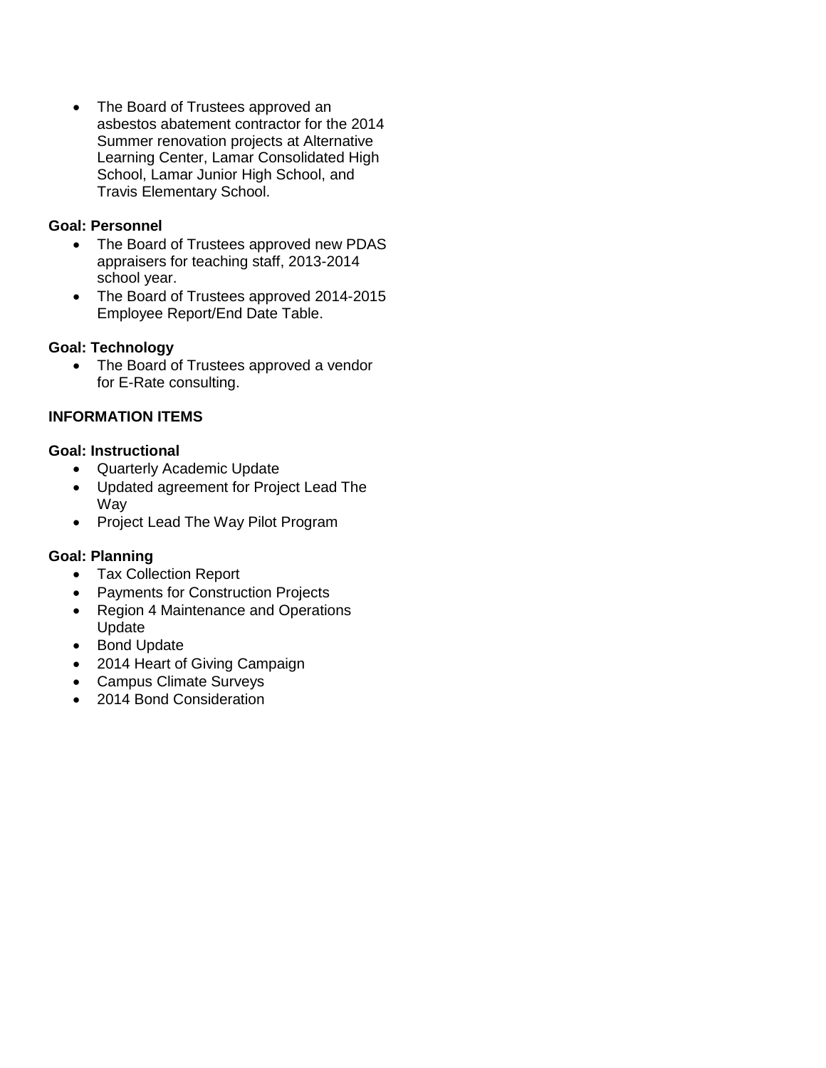- The Board of Trustees approved an asbestos abatement contractor for the 2014 Summer renovation projects at Alternative Learning Center, Lamar Consolidated High School, Lamar Junior High School, and Travis Elementary School.

**Goal: Personnel**

- The Board of Trustees approved new PDAS appraisers for teaching staff, 2013-2014 school year.
- The Board of Trustees approved 2014-2015 Employee Report/End Date Table.

**Goal: Technology**

- The Board of Trustees approved a vendor for E-Rate consulting.

**INFORMATION ITEMS**

**Goal: Instructional**

- Quarterly Academic Update
- Updated agreement for Project Lead The Way
- Project Lead The Way Pilot Program

**Goal: Planning**

- Tax Collection Report
- Payments for Construction Projects
- Region 4 Maintenance and Operations Update
- Bond Update
- 2014 Heart of Giving Campaign
- Campus Climate Surveys
- 2014 Bond Consideration